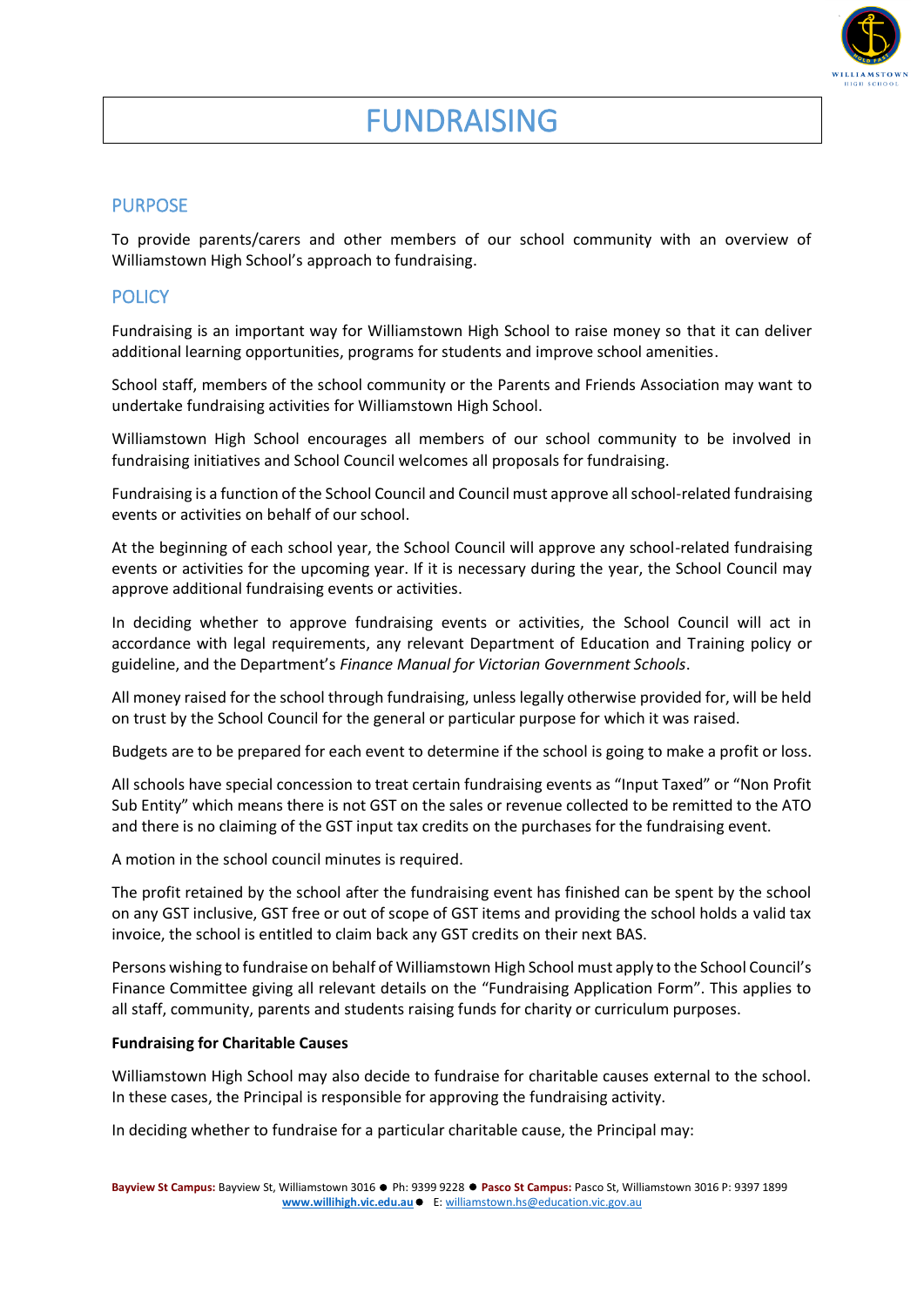# FUNDRAISING

## PURPOSE

To provide parents/carers and other members of our school community with an overview of Williamstown High School's approach to fundraising.

## POLICY

Fundraising is an important way for Williamstown High School to raise money so that it can deliver additional learning opportunities, programs for students and improve school amenities.

School staff, members of the school community or the Parents and Friends Association may want to undertake fundraising activities for Williamstown High School.

Williamstown High School encourages all members of our school community to be involved in fundraising initiatives and School Council welcomes all proposals for fundraising.

Fundraising is a function of the School Council and Council must approve all school-related fundraising events or activities on behalf of our school.

At the beginning of each school year, the School Council will approve any school-related fundraising events or activities for the upcoming year. If it is necessary during the year, the School Council may approve additional fundraising events or activities.

In deciding whether to approve fundraising events or activities, the School Council will act in accordance with legal requirements, any relevant Department of Education and Training policy or guideline, and the Department's *Finance Manual for Victorian Government Schools*.

All money raised for the school through fundraising, unless legally otherwise provided for, will be held on trust by the School Council for the general or particular purpose for which it was raised.

Budgets are to be prepared for each event to determine if the school is going to make a profit or loss.

All schools have special concession to treat certain fundraising events as "Input Taxed" or "Non Profit Sub Entity" which means there is not GST on the sales or revenue collected to be remitted to the ATO and there is no claiming of the GST input tax credits on the purchases for the fundraising event.

A motion in the school council minutes is required.

The profit retained by the school after the fundraising event has finished can be spent by the school on any GST inclusive, GST free or out of scope of GST items and providing the school holds a valid tax invoice, the school is entitled to claim back any GST credits on their next BAS.

Persons wishing to fundraise on behalf of Williamstown High School must apply to the School Council's Finance Committee giving all relevant details on the "Fundraising Application Form". This applies to all staff, community, parents and students raising funds for charity or curriculum purposes.

**Fundraising for Charitable Causes**

Williamstown High School may also decide to fundraise for charitable causes external to the school. In these cases, the Principal is responsible for approving the fundraising activity.

In deciding whether to fundraise for a particular charitable cause, the Principal may: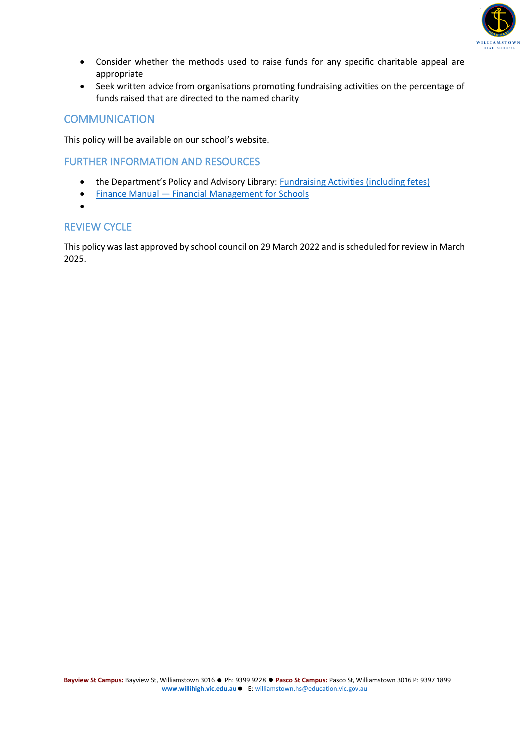- Consider whether the methods used to raise funds for any specific charitable appeal are appropriate
- Seek written advice from organisations promoting fundraising activities on the percentage of funds raised that are directed to the named charity

## COMMUNICATION

This policy will be available on our school's website.

## FURTHER INFORMATION AND RESOURCES

- the Department's Policy and Advisory Library: Fundraising Activities (including fetes)
- Finance Manual — Financial Management for Schools
-

## REVIEW CYCLE

This policy was last approved by school council on 29 March 2022 and is scheduled for review in March 2025.